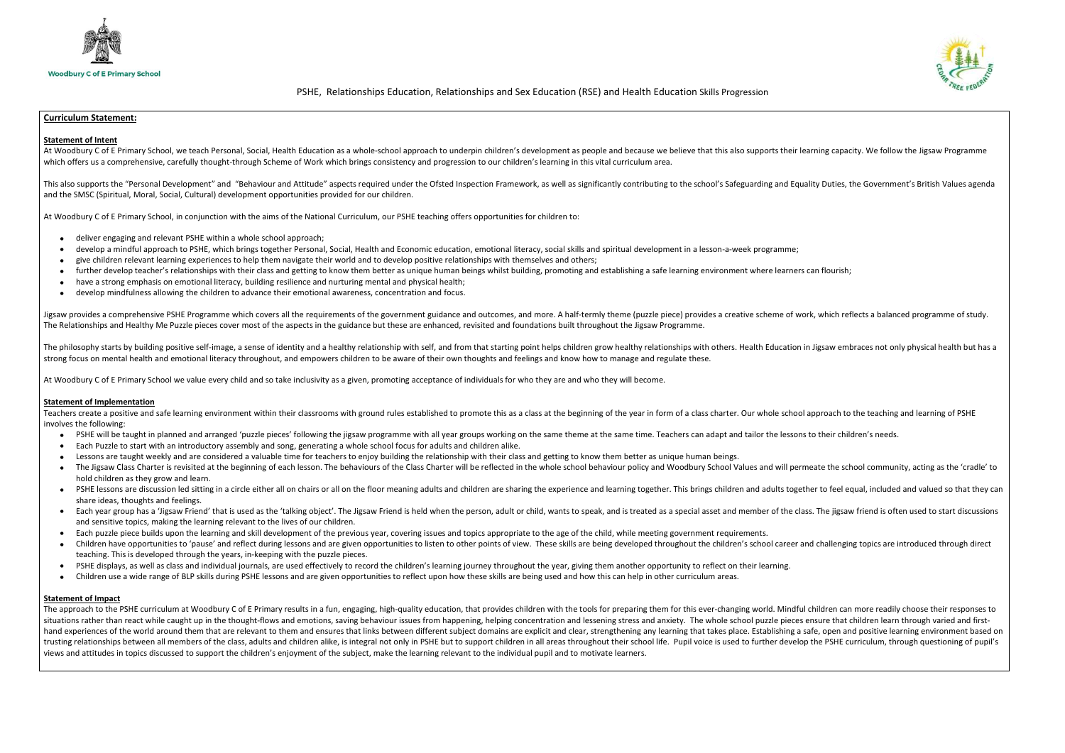Woodbury C of E Primary School

# PSHE, Relationships Education, Relationships and Sex Education (RSE) and Health Education Skills Progression

## Curriculum Statement:

### Statement of Intent

At Woodbury C of E Primary School, we teach Personal, Social, Health Education as a whole-school approach to underpin children's development as people and because we believe that this also supports their learning capacity. We follow the Jigsaw Programme which offers us a comprehensive, carefully thought-through Scheme of Work which brings consistency and progression to our children's learning in this vital curriculum area.

This also supports the "Personal Development" and "Behaviour and Attitude" aspects required under the Ofsted Inspection Framework, as well as significantly contributing to the school's Safeguarding and Equality Duties, the Government's British Values agenda and the SMSC (Spiritual, Moral, Social, Cultural) development opportunities provided for our children.

At Woodbury C of E Primary School, in conjunction with the aims of the National Curriculum, our PSHE teaching offers opportunities for children to:

- deliver engaging and relevant PSHE within a whole school approach;
- develop a mindful approach to PSHE, which brings together Personal, Social, Health and Economic education, emotional literacy, social skills and spiritual development in a lesson-a-week programme;
- give children relevant learning experiences to help them navigate their world and to develop positive relationships with themselves and others;
- further develop teacher's relationships with their class and getting to know them better as unique human beings whilst building, promoting and establishing a safe learning environment where learners can flourish;
- have a strong emphasis on emotional literacy, building resilience and nurturing mental and physical health;
- develop mindfulness allowing the children to advance their emotional awareness, concentration and focus.

Jigsaw provides a comprehensive PSHE Programme which covers all the requirements of the government guidance and outcomes, and more. A half-termly theme (puzzle piece) provides a creative scheme of work, which reflects a balanced programme of study. The Relationships and Healthy Me Puzzle pieces cover most of the aspects in the guidance but these are enhanced, revisited and foundations built throughout the Jigsaw Programme.

The philosophy starts by building positive self-image, a sense of identity and a healthy relationship with self, and from that starting point helps children grow healthy relationships with others. Health Education in Jigsaw embraces not only physical health but has a strong focus on mental health and emotional literacy throughout, and empowers children to be aware of their own thoughts and feelings and know how to manage and regulate these.

At Woodbury C of E Primary School we value every child and so take inclusivity as a given, promoting acceptance of individuals for who they are and who they will become.

### Statement of Implementation

Teachers create a positive and safe learning environment within their classrooms with ground rules established to promote this as a class at the beginning of the year in form of a class charter. Our whole school approach to the teaching and learning of PSHE involves the following:

- PSHE will be taught in planned and arranged 'puzzle pieces' following the jigsaw programme with all year groups working on the same theme at the same time. Teachers can adapt and tailor the lessons to their children's needs.
- Each Puzzle to start with an introductory assembly and song, generating a whole school focus for adults and children alike.
- Lessons are taught weekly and are considered a valuable time for teachers to enjoy building the relationship with their class and getting to know them better as unique human beings.
- The Jigsaw Class Charter is revisited at the beginning of each lesson. The behaviours of the Class Charter will be reflected in the whole school behaviour policy and Woodbury School Values and will permeate the school community, acting as the 'cradle' to hold children as they grow and learn.
- PSHE lessons are discussion led sitting in a circle either all on chairs or all on the floor meaning adults and children are sharing the experience and learning together. This brings children and adults together to feel equal, included and valued so that they can share ideas, thoughts and feelings.
- Each year group has a 'Jigsaw Friend' that is used as the 'talking object'. The Jigsaw Friend is held when the person, adult or child, wants to speak, and is treated as a special asset and member of the class. The jigsaw friend is often used to start discussions and sensitive topics, making the learning relevant to the lives of our children.
- Each puzzle piece builds upon the learning and skill development of the previous year, covering issues and topics appropriate to the age of the child, while meeting government requirements.
- Children have opportunities to 'pause' and reflect during lessons and are given opportunities to listen to other points of view. These skills are being developed throughout the children's school career and challenging topics are introduced through direct teaching. This is developed through the years, in-keeping with the puzzle pieces.
- PSHE displays, as well as class and individual journals, are used effectively to record the children's learning journey throughout the year, giving them another opportunity to reflect on their learning.
- Children use a wide range of BLP skills during PSHE lessons and are given opportunities to reflect upon how these skills are being used and how this can help in other curriculum areas.

### Statement of Impact

The approach to the PSHE curriculum at Woodbury C of E Primary results in a fun, engaging, high-quality education, that provides children with the tools for preparing them for this ever-changing world. Mindful children can more readily choose their responses to situations rather than react while caught up in the thought-flows and emotions, saving behaviour issues from happening, helping concentration and lessening stress and anxiety. The whole school puzzle pieces ensure that children learn through varied and first-hand experiences of the world around them that are relevant to them and ensures that links between different subject domains are explicit and clear, strengthening any learning that takes place. Establishing a safe, open and positive learning environment based on trusting relationships between all members of the class, adults and children alike, is integral not only in PSHE but to support children in all areas throughout their school life. Pupil voice is used to further develop the PSHE curriculum, through questioning of pupil's views and attitudes in topics discussed to support the children's enjoyment of the subject, make the learning relevant to the individual pupil and to motivate learners.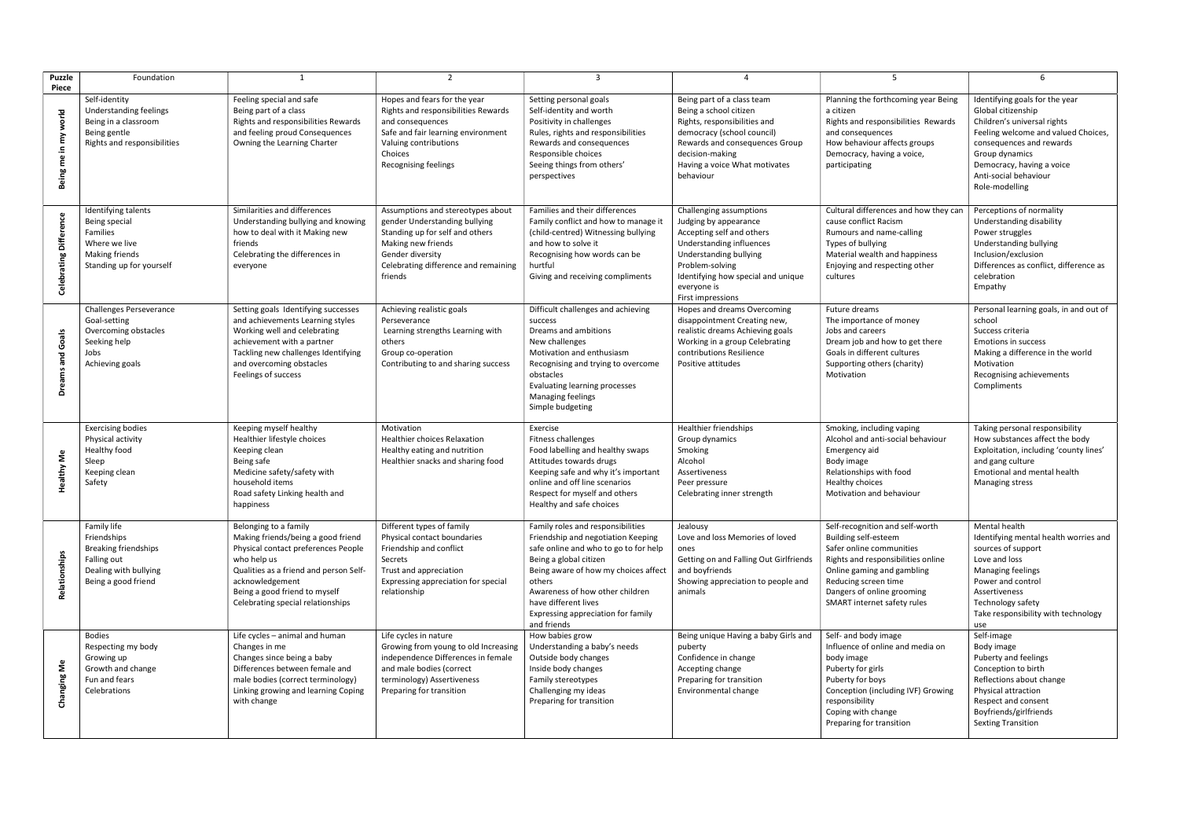| Puzzle Piece | Foundation | 1 | 2 | 3 | 4 | 5 | 6 |
|---|---|---|---|---|---|---|---|
| Being me in my world | Self-identity<br>Understanding feelings<br>Being in a classroom<br>Being gentle<br>Rights and responsibilities | Feeling special and safe<br>Being part of a class<br>Rights and responsibilities Rewards and feeling proud Consequences<br>Owning the Learning Charter | Hopes and fears for the year<br>Rights and responsibilities Rewards and consequences<br>Safe and fair learning environment<br>Valuing contributions<br>Choices<br>Recognising feelings | Setting personal goals<br>Self-identity and worth<br>Positivity in challenges<br>Rules, rights and responsibilities<br>Rewards and consequences<br>Responsible choices<br>Seeing things from others' perspectives | Being part of a class team<br>Being a school citizen<br>Rights, responsibilities and democracy (school council)<br>Rewards and consequences Group decision-making<br>Having a voice What motivates behaviour | Planning the forthcoming year Being a citizen<br>Rights and responsibilities Rewards and consequences<br>How behaviour affects groups<br>Democracy, having a voice, participating | Identifying goals for the year<br>Global citizenship<br>Children's universal rights<br>Feeling welcome and valued Choices, consequences and rewards<br>Group dynamics<br>Democracy, having a voice<br>Anti-social behaviour<br>Role-modelling |
| Celebrating Difference | Identifying talents<br>Being special<br>Families<br>Where we live<br>Making friends<br>Standing up for yourself | Similarities and differences<br>Understanding bullying and knowing how to deal with it Making new friends<br>Celebrating the differences in everyone | Assumptions and stereotypes about gender Understanding bullying<br>Standing up for self and others<br>Making new friends<br>Gender diversity<br>Celebrating difference and remaining friends | Families and their differences<br>Family conflict and how to manage it (child-centred) Witnessing bullying and how to solve it<br>Recognising how words can be hurtful<br>Giving and receiving compliments | Challenging assumptions<br>Judging by appearance<br>Accepting self and others<br>Understanding influences<br>Understanding bullying<br>Problem-solving<br>Identifying how special and unique everyone is<br>First impressions | Cultural differences and how they can cause conflict Racism<br>Rumours and name-calling<br>Types of bullying<br>Material wealth and happiness<br>Enjoying and respecting other cultures | Perceptions of normality<br>Understanding disability<br>Power struggles<br>Understanding bullying<br>Inclusion/exclusion<br>Differences as conflict, difference as celebration<br>Empathy |
| Dreams and Goals | Challenges Perseverance<br>Goal-setting<br>Overcoming obstacles<br>Seeking help<br>Jobs<br>Achieving goals | Setting goals Identifying successes and achievements Learning styles<br>Working well and celebrating achievement with a partner<br>Tackling new challenges Identifying and overcoming obstacles<br>Feelings of success | Achieving realistic goals<br>Perseverance<br>Learning strengths Learning with others<br>Group co-operation<br>Contributing to and sharing success | Difficult challenges and achieving success<br>Dreams and ambitions<br>New challenges<br>Motivation and enthusiasm<br>Recognising and trying to overcome obstacles<br>Evaluating learning processes<br>Managing feelings<br>Simple budgeting | Hopes and dreams Overcoming disappointment Creating new, realistic dreams Achieving goals<br>Working in a group Celebrating contributions Resilience<br>Positive attitudes | Future dreams<br>The importance of money<br>Jobs and careers<br>Dream job and how to get there<br>Goals in different cultures<br>Supporting others (charity)<br>Motivation | Personal learning goals, in and out of school<br>Success criteria<br>Emotions in success<br>Making a difference in the world<br>Motivation<br>Recognising achievements<br>Compliments |
| Healthy Me | Exercising bodies<br>Physical activity<br>Healthy food<br>Sleep<br>Keeping clean<br>Safety | Keeping myself healthy<br>Healthier lifestyle choices<br>Keeping clean<br>Being safe<br>Medicine safety/safety with household items<br>Road safety Linking health and happiness | Motivation<br>Healthier choices Relaxation<br>Healthy eating and nutrition<br>Healthier snacks and sharing food | Exercise<br>Fitness challenges<br>Food labelling and healthy swaps<br>Attitudes towards drugs<br>Keeping safe and why it's important online and off line scenarios<br>Respect for myself and others<br>Healthy and safe choices | Healthier friendships<br>Group dynamics<br>Smoking<br>Alcohol<br>Assertiveness<br>Peer pressure<br>Celebrating inner strength | Smoking, including vaping<br>Alcohol and anti-social behaviour<br>Emergency aid<br>Body image<br>Relationships with food<br>Healthy choices<br>Motivation and behaviour | Taking personal responsibility<br>How substances affect the body<br>Exploitation, including 'county lines' and gang culture<br>Emotional and mental health<br>Managing stress |
| Relationships | Family life<br>Friendships<br>Breaking friendships<br>Falling out<br>Dealing with bullying<br>Being a good friend | Belonging to a family<br>Making friends/being a good friend<br>Physical contact preferences People who help us<br>Qualities as a friend and person Self-acknowledgement<br>Being a good friend to myself<br>Celebrating special relationships | Different types of family<br>Physical contact boundaries<br>Friendship and conflict<br>Secrets<br>Trust and appreciation<br>Expressing appreciation for special relationship | Family roles and responsibilities<br>Friendship and negotiation Keeping safe online and who to go to for help<br>Being a global citizen<br>Being aware of how my choices affect others<br>Awareness of how other children have different lives<br>Expressing appreciation for family and friends | Jealousy<br>Love and loss Memories of loved ones<br>Getting on and Falling Out Girlfriends and boyfriends<br>Showing appreciation to people and animals | Self-recognition and self-worth<br>Building self-esteem<br>Safer online communities<br>Rights and responsibilities online<br>Online gaming and gambling<br>Reducing screen time<br>Dangers of online grooming<br>SMART internet safety rules | Mental health<br>Identifying mental health worries and sources of support<br>Love and loss<br>Managing feelings<br>Power and control<br>Assertiveness<br>Technology safety<br>Take responsibility with technology use |
| Changing Me | Bodies<br>Respecting my body<br>Growing up<br>Growth and change<br>Fun and fears<br>Celebrations | Life cycles – animal and human<br>Changes in me<br>Changes since being a baby<br>Differences between female and male bodies (correct terminology)<br>Linking growing and learning Coping with change | Life cycles in nature<br>Growing from young to old Increasing independence Differences in female and male bodies (correct terminology) Assertiveness<br>Preparing for transition | How babies grow<br>Understanding a baby's needs<br>Outside body changes<br>Inside body changes<br>Family stereotypes<br>Challenging my ideas<br>Preparing for transition | Being unique Having a baby Girls and puberty<br>Confidence in change<br>Accepting change<br>Preparing for transition<br>Environmental change | Self- and body image<br>Influence of online and media on body image<br>Puberty for girls<br>Puberty for boys<br>Conception (including IVF) Growing responsibility<br>Coping with change<br>Preparing for transition | Self-image<br>Body image<br>Puberty and feelings<br>Conception to birth<br>Reflections about change<br>Physical attraction<br>Respect and consent<br>Boyfriends/girlfriends<br>Sexting Transition |